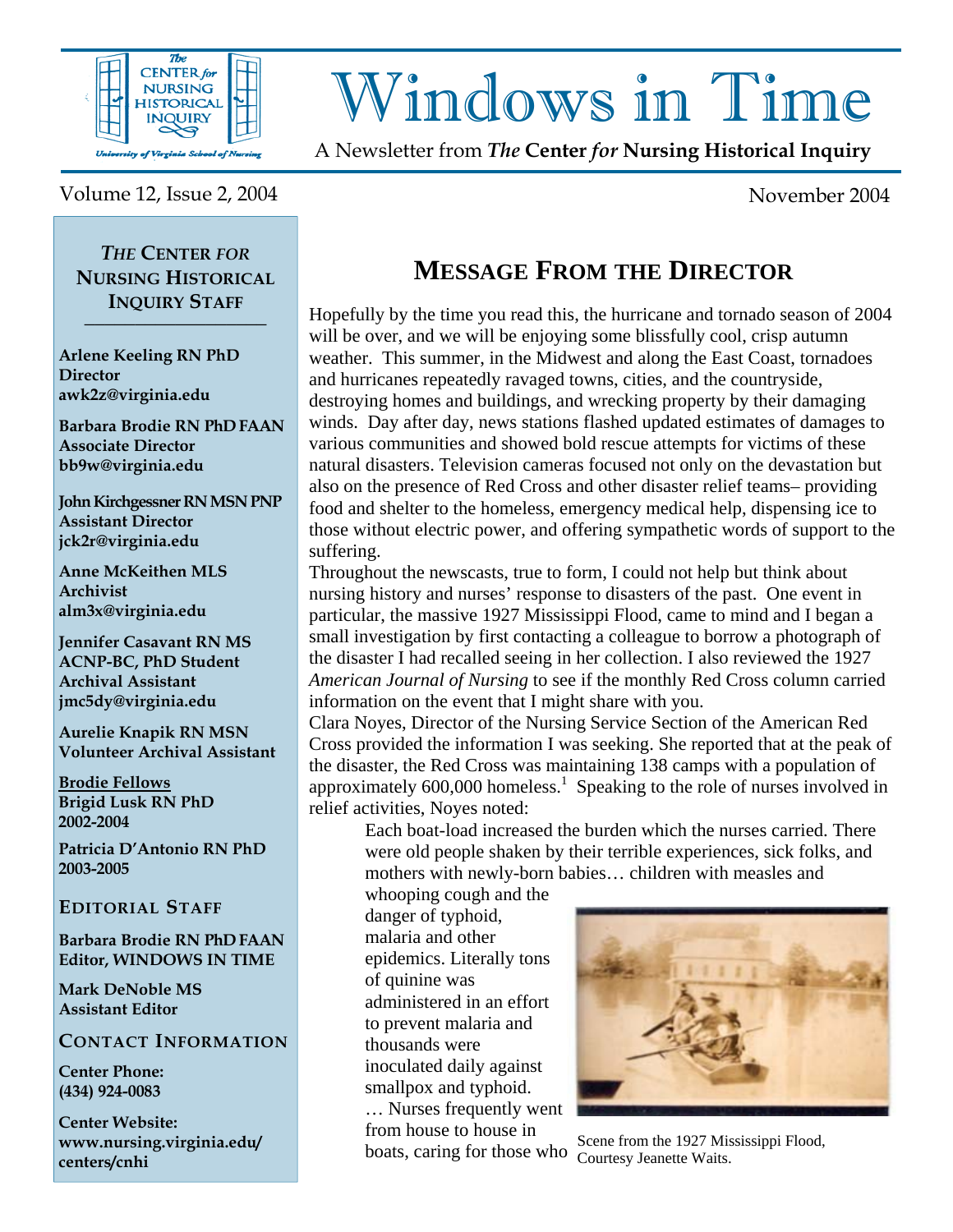# Windows in Time

A Newsletter from *The* **Center** *for* **Nursing Historical Inquiry**

Volume 12, Issue 2, 2004

November 2004

### *THE* CENTER *FOR* NURSING HISTORICAL INQUIRY STAFF

**Arlene Keeling RN PhD**
**Director**
**awk2z@virginia.edu**

**Barbara Brodie RN PhD FAAN**
**Associate Director**
**bb9w@virginia.edu**

**John Kirchgessner RN MSN PNP**
**Assistant Director**
**jck2r@virginia.edu**

**Anne McKeithen MLS**
**Archivist**
**alm3x@virginia.edu**

**Jennifer Casavant RN MS ACNP-BC, PhD Student**
**Archival Assistant**
**jmc5dy@virginia.edu**

**Aurelie Knapik RN MSN**
**Volunteer Archival Assistant**

**Brodie Fellows**
**Brigid Lusk RN PhD**
**2002-2004**

**Patricia D'Antonio RN PhD**
**2003-2005**

### EDITORIAL STAFF

**Barbara Brodie RN PhD FAAN**
**Editor, WINDOWS IN TIME**

**Mark DeNoble MS**
**Assistant Editor**

### CONTACT INFORMATION

**Center Phone:**
**(434) 924-0083**

**Center Website:**
**www.nursing.virginia.edu/centers/cnhi**

## MESSAGE FROM THE DIRECTOR

Hopefully by the time you read this, the hurricane and tornado season of 2004 will be over, and we will be enjoying some blissfully cool, crisp autumn weather. This summer, in the Midwest and along the East Coast, tornadoes and hurricanes repeatedly ravaged towns, cities, and the countryside, destroying homes and buildings, and wrecking property by their damaging winds. Day after day, news stations flashed updated estimates of damages to various communities and showed bold rescue attempts for victims of these natural disasters. Television cameras focused not only on the devastation but also on the presence of Red Cross and other disaster relief teams– providing food and shelter to the homeless, emergency medical help, dispensing ice to those without electric power, and offering sympathetic words of support to the suffering.

Throughout the newscasts, true to form, I could not help but think about nursing history and nurses' response to disasters of the past. One event in particular, the massive 1927 Mississippi Flood, came to mind and I began a small investigation by first contacting a colleague to borrow a photograph of the disaster I had recalled seeing in her collection. I also reviewed the 1927 *American Journal of Nursing* to see if the monthly Red Cross column carried information on the event that I might share with you.

Clara Noyes, Director of the Nursing Service Section of the American Red Cross provided the information I was seeking. She reported that at the peak of the disaster, the Red Cross was maintaining 138 camps with a population of approximately 600,000 homeless.[1] Speaking to the role of nurses involved in relief activities, Noyes noted:

> Each boat-load increased the burden which the nurses carried. There were old people shaken by their terrible experiences, sick folks, and mothers with newly-born babies… children with measles and whooping cough and the danger of typhoid, malaria and other epidemics. Literally tons of quinine was administered in an effort to prevent malaria and thousands were inoculated daily against smallpox and typhoid. … Nurses frequently went from house to house in boats, caring for those who

Scene from the 1927 Mississippi Flood, Courtesy Jeanette Waits.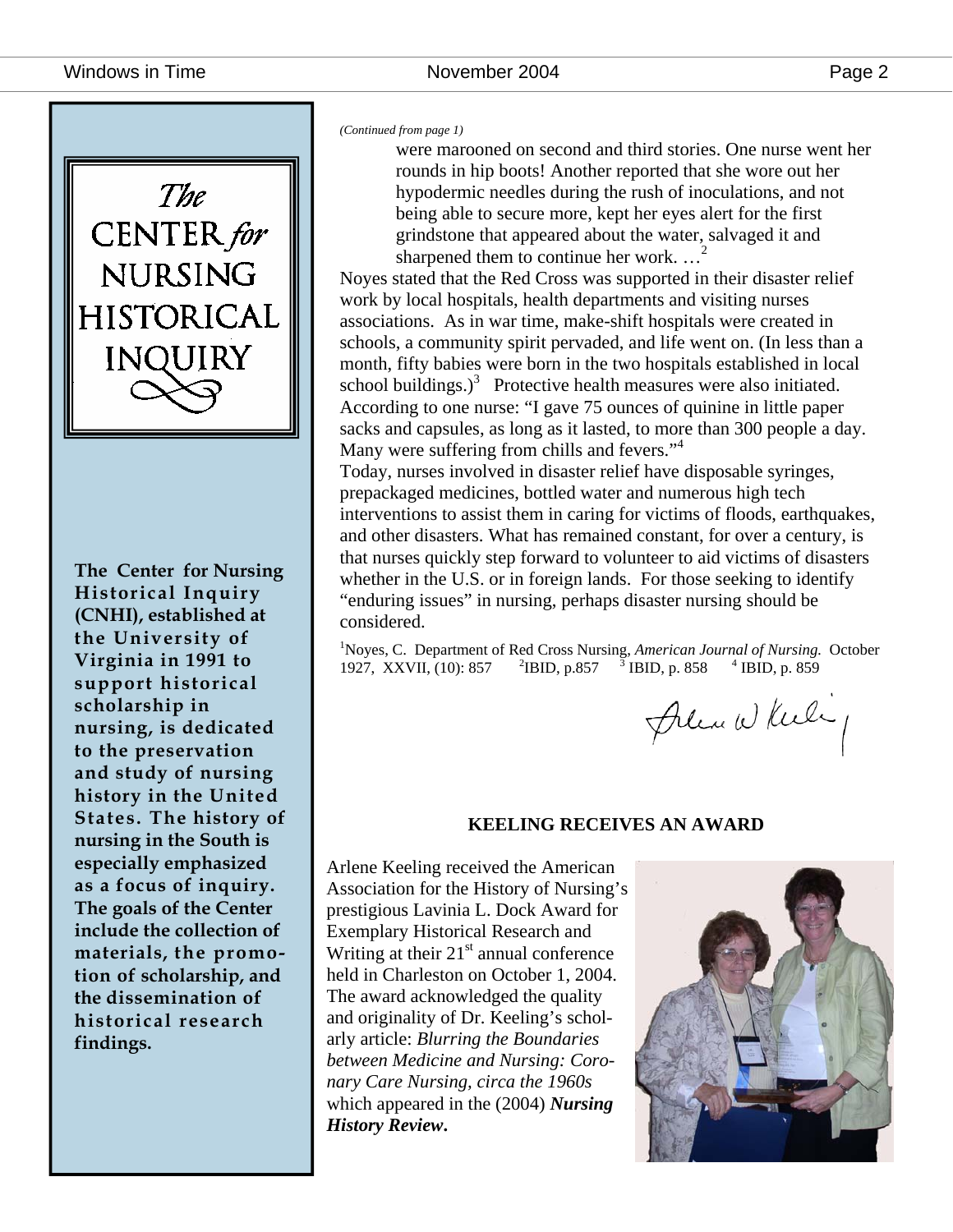The CENTER *for* NURSING HISTORICAL INQUIRY

**The Center for Nursing Historical Inquiry (CNHI), established at the University of Virginia in 1991 to support historical scholarship in nursing, is dedicated to the preservation and study of nursing history in the United States. The history of nursing in the South is especially emphasized as a focus of inquiry. The goals of the Center include the collection of materials, the promotion of scholarship, and the dissemination of historical research findings.**

*(Continued from page 1)*

> were marooned on second and third stories. One nurse went her rounds in hip boots! Another reported that she wore out her hypodermic needles during the rush of inoculations, and not being able to secure more, kept her eyes alert for the first grindstone that appeared about the water, salvaged it and sharpened them to continue her work. …[2]

Noyes stated that the Red Cross was supported in their disaster relief work by local hospitals, health departments and visiting nurses associations. As in war time, make-shift hospitals were created in schools, a community spirit pervaded, and life went on. (In less than a month, fifty babies were born in the two hospitals established in local school buildings.)[3] Protective health measures were also initiated. According to one nurse: "I gave 75 ounces of quinine in little paper sacks and capsules, as long as it lasted, to more than 300 people a day. Many were suffering from chills and fevers."[4]

Today, nurses involved in disaster relief have disposable syringes, prepackaged medicines, bottled water and numerous high tech interventions to assist them in caring for victims of floods, earthquakes, and other disasters. What has remained constant, for over a century, is that nurses quickly step forward to volunteer to aid victims of disasters whether in the U.S. or in foreign lands. For those seeking to identify "enduring issues" in nursing, perhaps disaster nursing should be considered.

[1]Noyes, C. Department of Red Cross Nursing, *American Journal of Nursing.* October 1927, XXVII, (10): 857 [2]IBID, p.857 [3] IBID, p. 858 [4] IBID, p. 859

Arlene W Keeling

## KEELING RECEIVES AN AWARD

Arlene Keeling received the American Association for the History of Nursing's prestigious Lavinia L. Dock Award for Exemplary Historical Research and Writing at their 21st annual conference held in Charleston on October 1, 2004. The award acknowledged the quality and originality of Dr. Keeling's scholarly article: *Blurring the Boundaries between Medicine and Nursing: Coronary Care Nursing, circa the 1960s* which appeared in the (2004) ***Nursing History Review.***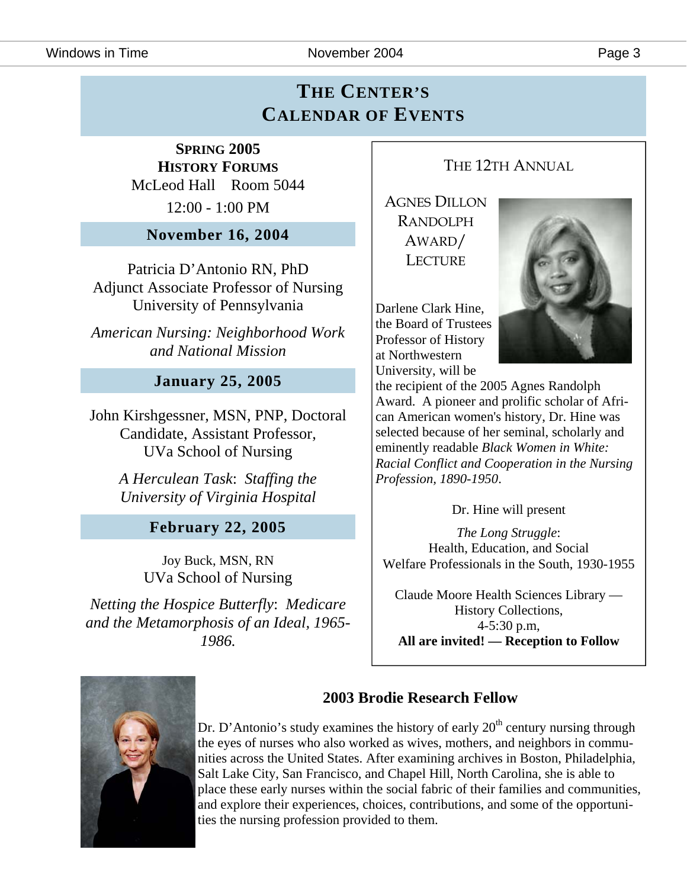# The Center's Calendar of Events

## Spring 2005 History Forums

McLeod Hall Room 5044

12:00 - 1:00 PM

### November 16, 2004

Patricia D'Antonio RN, PhD
Adjunct Associate Professor of Nursing
University of Pennsylvania

*American Nursing: Neighborhood Work and National Mission*

### January 25, 2005

John Kirshgessner, MSN, PNP, Doctoral Candidate, Assistant Professor, UVa School of Nursing

*A Herculean Task*: *Staffing the University of Virginia Hospital*

### February 22, 2005

Joy Buck, MSN, RN
UVa School of Nursing

*Netting the Hospice Butterfly*: *Medicare and the Metamorphosis of an Ideal, 1965-1986.*

## The 12th Annual Agnes Dillon Randolph Award/Lecture

Darlene Clark Hine, the Board of Trustees Professor of History at Northwestern University, will be the recipient of the 2005 Agnes Randolph Award. A pioneer and prolific scholar of African American women's history, Dr. Hine was selected because of her seminal, scholarly and eminently readable *Black Women in White: Racial Conflict and Cooperation in the Nursing Profession, 1890-1950*.

Dr. Hine will present

*The Long Struggle*:
Health, Education, and Social Welfare Professionals in the South, 1930-1955

Claude Moore Health Sciences Library — History Collections,
4-5:30 p.m,
**All are invited! — Reception to Follow**

## 2003 Brodie Research Fellow

Dr. D'Antonio's study examines the history of early 20th century nursing through the eyes of nurses who also worked as wives, mothers, and neighbors in communities across the United States. After examining archives in Boston, Philadelphia, Salt Lake City, San Francisco, and Chapel Hill, North Carolina, she is able to place these early nurses within the social fabric of their families and communities, and explore their experiences, choices, contributions, and some of the opportunities the nursing profession provided to them.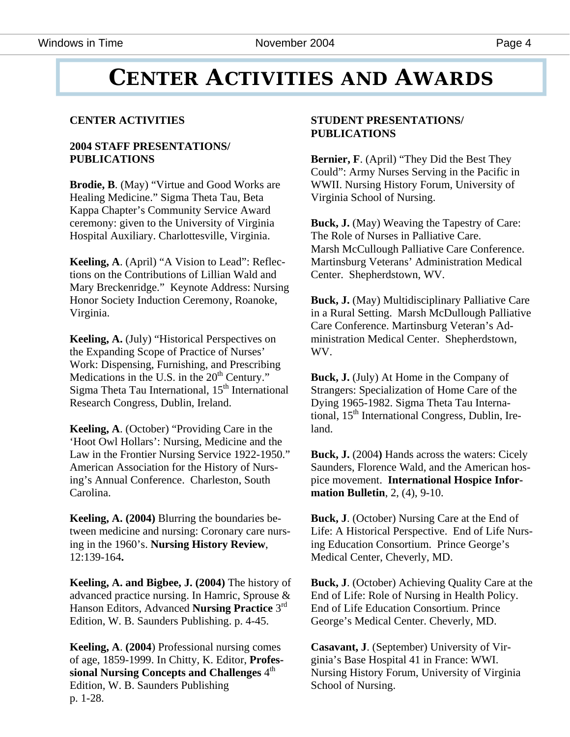# CENTER ACTIVITIES AND AWARDS

## CENTER ACTIVITIES

### 2004 STAFF PRESENTATIONS/ PUBLICATIONS

**Brodie, B**. (May) "Virtue and Good Works are Healing Medicine." Sigma Theta Tau, Beta Kappa Chapter's Community Service Award ceremony: given to the University of Virginia Hospital Auxiliary. Charlottesville, Virginia.

**Keeling, A**. (April) "A Vision to Lead": Reflections on the Contributions of Lillian Wald and Mary Breckenridge." Keynote Address: Nursing Honor Society Induction Ceremony, Roanoke, Virginia.

**Keeling, A.** (July) "Historical Perspectives on the Expanding Scope of Practice of Nurses' Work: Dispensing, Furnishing, and Prescribing Medications in the U.S. in the 20th Century." Sigma Theta Tau International, 15th International Research Congress, Dublin, Ireland.

**Keeling, A**. (October) "Providing Care in the 'Hoot Owl Hollars': Nursing, Medicine and the Law in the Frontier Nursing Service 1922-1950." American Association for the History of Nursing's Annual Conference. Charleston, South Carolina.

**Keeling, A. (2004)** Blurring the boundaries between medicine and nursing: Coronary care nursing in the 1960's. **Nursing History Review**, 12:139-164**.**

**Keeling, A. and Bigbee, J. (2004)** The history of advanced practice nursing. In Hamric, Sprouse & Hanson Editors, Advanced **Nursing Practice** 3rd Edition, W. B. Saunders Publishing. p. 4-45.

**Keeling, A**. **(2004**) Professional nursing comes of age, 1859-1999. In Chitty, K. Editor, **Professional Nursing Concepts and Challenges** 4th Edition, W. B. Saunders Publishing p. 1-28.

### STUDENT PRESENTATIONS/ PUBLICATIONS

**Bernier, F**. (April) "They Did the Best They Could": Army Nurses Serving in the Pacific in WWII. Nursing History Forum, University of Virginia School of Nursing.

**Buck, J.** (May) Weaving the Tapestry of Care: The Role of Nurses in Palliative Care. Marsh McCullough Palliative Care Conference. Martinsburg Veterans' Administration Medical Center. Shepherdstown, WV.

**Buck, J.** (May) Multidisciplinary Palliative Care in a Rural Setting. Marsh McDullough Palliative Care Conference. Martinsburg Veteran's Administration Medical Center. Shepherdstown, WV.

**Buck, J.** (July) At Home in the Company of Strangers: Specialization of Home Care of the Dying 1965-1982. Sigma Theta Tau International, 15th International Congress, Dublin, Ireland.

**Buck, J.** (2004**)** Hands across the waters: Cicely Saunders, Florence Wald, and the American hospice movement. **International Hospice Information Bulletin**, 2, (4), 9-10.

**Buck, J**. (October) Nursing Care at the End of Life: A Historical Perspective. End of Life Nursing Education Consortium. Prince George's Medical Center, Cheverly, MD.

**Buck, J**. (October) Achieving Quality Care at the End of Life: Role of Nursing in Health Policy. End of Life Education Consortium. Prince George's Medical Center. Cheverly, MD.

**Casavant, J**. (September) University of Virginia's Base Hospital 41 in France: WWI. Nursing History Forum, University of Virginia School of Nursing.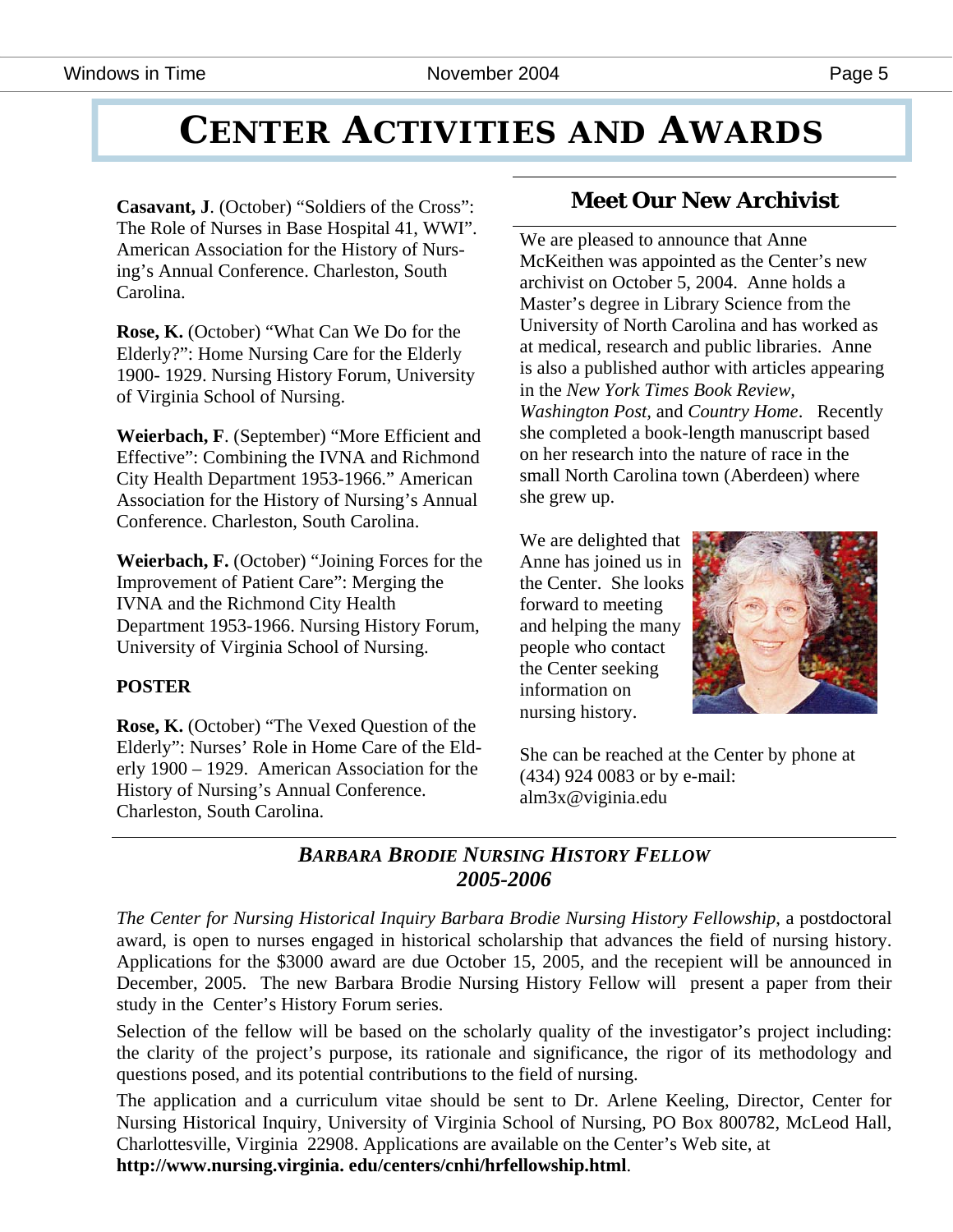# CENTER ACTIVITIES AND AWARDS

**Casavant, J**. (October) "Soldiers of the Cross": The Role of Nurses in Base Hospital 41, WWI". American Association for the History of Nursing's Annual Conference. Charleston, South Carolina.

**Rose, K.** (October) "What Can We Do for the Elderly?": Home Nursing Care for the Elderly 1900- 1929. Nursing History Forum, University of Virginia School of Nursing.

**Weierbach, F**. (September) "More Efficient and Effective": Combining the IVNA and Richmond City Health Department 1953-1966." American Association for the History of Nursing's Annual Conference. Charleston, South Carolina.

**Weierbach, F.** (October) "Joining Forces for the Improvement of Patient Care": Merging the IVNA and the Richmond City Health Department 1953-1966. Nursing History Forum, University of Virginia School of Nursing.

**POSTER**

**Rose, K.** (October) "The Vexed Question of the Elderly": Nurses' Role in Home Care of the Elderly 1900 – 1929. American Association for the History of Nursing's Annual Conference. Charleston, South Carolina.

## Meet Our New Archivist

We are pleased to announce that Anne McKeithen was appointed as the Center's new archivist on October 5, 2004. Anne holds a Master's degree in Library Science from the University of North Carolina and has worked as at medical, research and public libraries. Anne is also a published author with articles appearing in the *New York Times Book Review*, *Washington Post*, and *Country Home*. Recently she completed a book-length manuscript based on her research into the nature of race in the small North Carolina town (Aberdeen) where she grew up.

We are delighted that Anne has joined us in the Center. She looks forward to meeting and helping the many people who contact the Center seeking information on nursing history.

She can be reached at the Center by phone at (434) 924 0083 or by e-mail: alm3x@viginia.edu

## *BARBARA BRODIE NURSING HISTORY FELLOW 2005-2006*

*The Center for Nursing Historical Inquiry Barbara Brodie Nursing History Fellowship*, a postdoctoral award, is open to nurses engaged in historical scholarship that advances the field of nursing history. Applications for the $3000 award are due October 15, 2005, and the recepient will be announced in December, 2005. The new Barbara Brodie Nursing History Fellow will present a paper from their study in the Center's History Forum series.

Selection of the fellow will be based on the scholarly quality of the investigator's project including: the clarity of the project's purpose, its rationale and significance, the rigor of its methodology and questions posed, and its potential contributions to the field of nursing.

The application and a curriculum vitae should be sent to Dr. Arlene Keeling, Director, Center for Nursing Historical Inquiry, University of Virginia School of Nursing, PO Box 800782, McLeod Hall, Charlottesville, Virginia 22908. Applications are available on the Center's Web site, at **http://www.nursing.virginia. edu/centers/cnhi/hrfellowship.html**.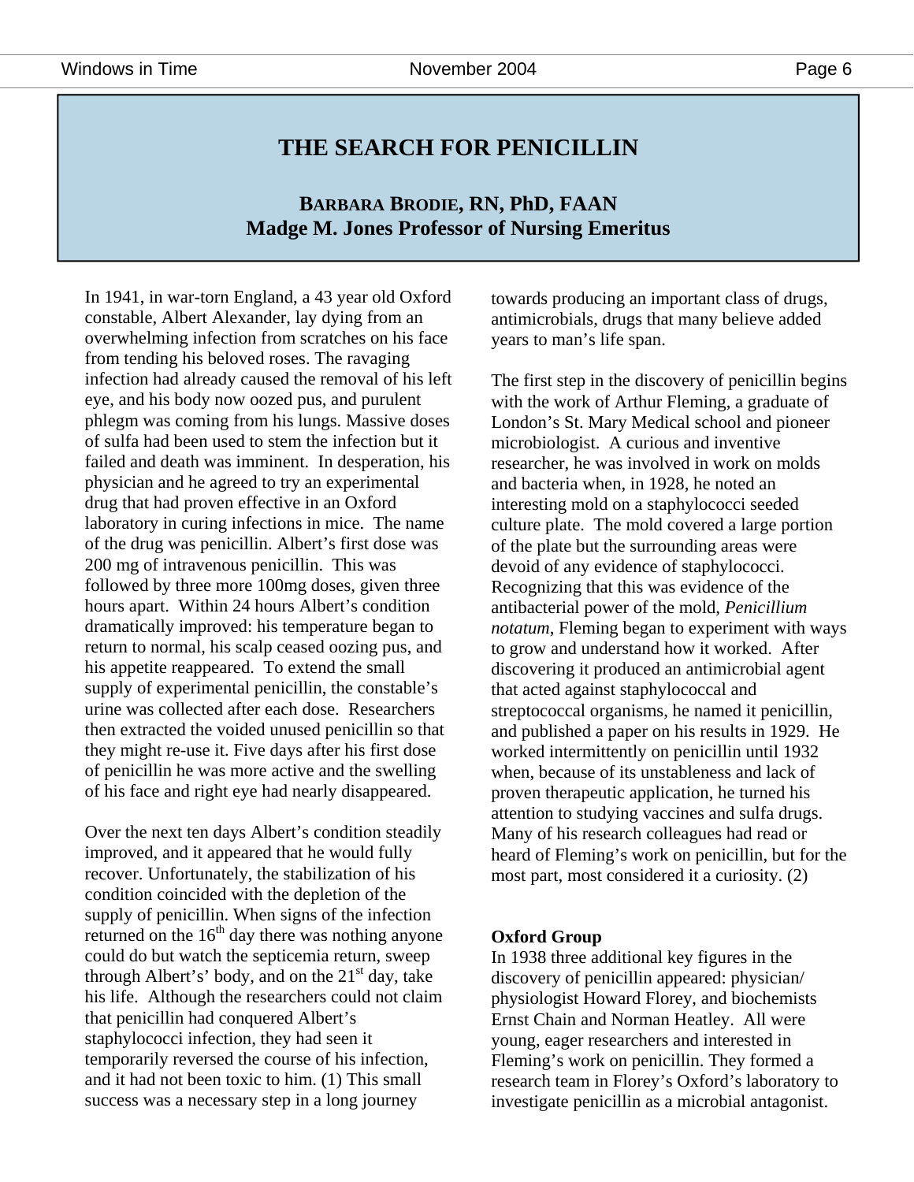# THE SEARCH FOR PENICILLIN

**BARBARA BRODIE, RN, PhD, FAAN**
**Madge M. Jones Professor of Nursing Emeritus**

In 1941, in war-torn England, a 43 year old Oxford constable, Albert Alexander, lay dying from an overwhelming infection from scratches on his face from tending his beloved roses. The ravaging infection had already caused the removal of his left eye, and his body now oozed pus, and purulent phlegm was coming from his lungs. Massive doses of sulfa had been used to stem the infection but it failed and death was imminent. In desperation, his physician and he agreed to try an experimental drug that had proven effective in an Oxford laboratory in curing infections in mice. The name of the drug was penicillin. Albert's first dose was 200 mg of intravenous penicillin. This was followed by three more 100mg doses, given three hours apart. Within 24 hours Albert's condition dramatically improved: his temperature began to return to normal, his scalp ceased oozing pus, and his appetite reappeared. To extend the small supply of experimental penicillin, the constable's urine was collected after each dose. Researchers then extracted the voided unused penicillin so that they might re-use it. Five days after his first dose of penicillin he was more active and the swelling of his face and right eye had nearly disappeared.

Over the next ten days Albert's condition steadily improved, and it appeared that he would fully recover. Unfortunately, the stabilization of his condition coincided with the depletion of the supply of penicillin. When signs of the infection returned on the 16th day there was nothing anyone could do but watch the septicemia return, sweep through Albert's' body, and on the 21st day, take his life. Although the researchers could not claim that penicillin had conquered Albert's staphylococci infection, they had seen it temporarily reversed the course of his infection, and it had not been toxic to him. (1) This small success was a necessary step in a long journey towards producing an important class of drugs, antimicrobials, drugs that many believe added years to man's life span.

The first step in the discovery of penicillin begins with the work of Arthur Fleming, a graduate of London's St. Mary Medical school and pioneer microbiologist. A curious and inventive researcher, he was involved in work on molds and bacteria when, in 1928, he noted an interesting mold on a staphylococci seeded culture plate. The mold covered a large portion of the plate but the surrounding areas were devoid of any evidence of staphylococci. Recognizing that this was evidence of the antibacterial power of the mold, *Penicillium notatum*, Fleming began to experiment with ways to grow and understand how it worked. After discovering it produced an antimicrobial agent that acted against staphylococcal and streptococcal organisms, he named it penicillin, and published a paper on his results in 1929. He worked intermittently on penicillin until 1932 when, because of its unstableness and lack of proven therapeutic application, he turned his attention to studying vaccines and sulfa drugs. Many of his research colleagues had read or heard of Fleming's work on penicillin, but for the most part, most considered it a curiosity. (2)

**Oxford Group**

In 1938 three additional key figures in the discovery of penicillin appeared: physician/ physiologist Howard Florey, and biochemists Ernst Chain and Norman Heatley. All were young, eager researchers and interested in Fleming's work on penicillin. They formed a research team in Florey's Oxford's laboratory to investigate penicillin as a microbial antagonist.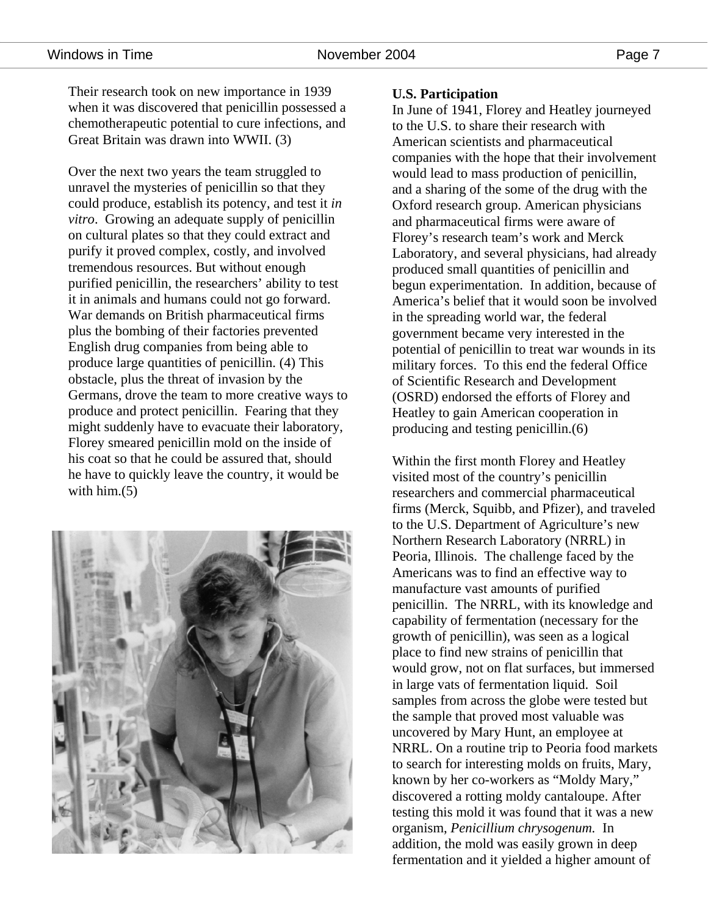Their research took on new importance in 1939 when it was discovered that penicillin possessed a chemotherapeutic potential to cure infections, and Great Britain was drawn into WWII. (3)

Over the next two years the team struggled to unravel the mysteries of penicillin so that they could produce, establish its potency, and test it *in vitro*. Growing an adequate supply of penicillin on cultural plates so that they could extract and purify it proved complex, costly, and involved tremendous resources. But without enough purified penicillin, the researchers' ability to test it in animals and humans could not go forward. War demands on British pharmaceutical firms plus the bombing of their factories prevented English drug companies from being able to produce large quantities of penicillin. (4) This obstacle, plus the threat of invasion by the Germans, drove the team to more creative ways to produce and protect penicillin. Fearing that they might suddenly have to evacuate their laboratory, Florey smeared penicillin mold on the inside of his coat so that he could be assured that, should he have to quickly leave the country, it would be with him.(5)

**U.S. Participation**

In June of 1941, Florey and Heatley journeyed to the U.S. to share their research with American scientists and pharmaceutical companies with the hope that their involvement would lead to mass production of penicillin, and a sharing of the some of the drug with the Oxford research group. American physicians and pharmaceutical firms were aware of Florey's research team's work and Merck Laboratory, and several physicians, had already produced small quantities of penicillin and begun experimentation. In addition, because of America's belief that it would soon be involved in the spreading world war, the federal government became very interested in the potential of penicillin to treat war wounds in its military forces. To this end the federal Office of Scientific Research and Development (OSRD) endorsed the efforts of Florey and Heatley to gain American cooperation in producing and testing penicillin.(6)

Within the first month Florey and Heatley visited most of the country's penicillin researchers and commercial pharmaceutical firms (Merck, Squibb, and Pfizer), and traveled to the U.S. Department of Agriculture's new Northern Research Laboratory (NRRL) in Peoria, Illinois. The challenge faced by the Americans was to find an effective way to manufacture vast amounts of purified penicillin. The NRRL, with its knowledge and capability of fermentation (necessary for the growth of penicillin), was seen as a logical place to find new strains of penicillin that would grow, not on flat surfaces, but immersed in large vats of fermentation liquid. Soil samples from across the globe were tested but the sample that proved most valuable was uncovered by Mary Hunt, an employee at NRRL. On a routine trip to Peoria food markets to search for interesting molds on fruits, Mary, known by her co-workers as "Moldy Mary," discovered a rotting moldy cantaloupe. After testing this mold it was found that it was a new organism, *Penicillium chrysogenum.* In addition, the mold was easily grown in deep fermentation and it yielded a higher amount of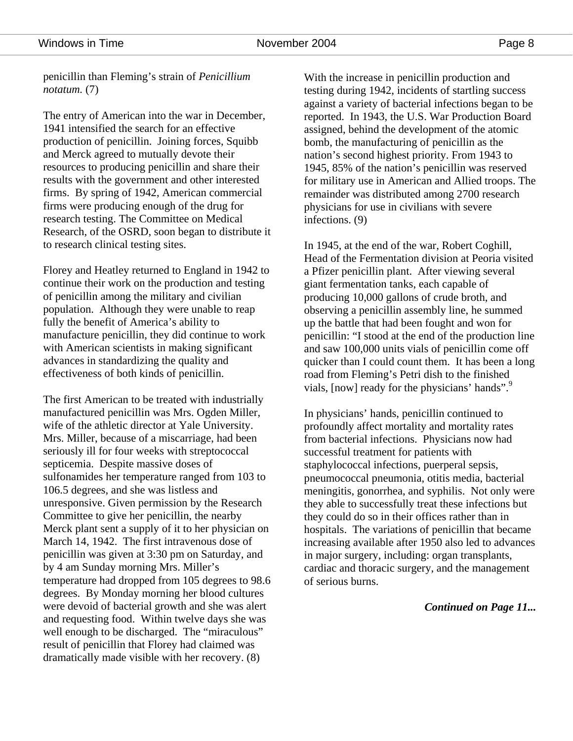penicillin than Fleming's strain of *Penicillium notatum.* (7)

The entry of American into the war in December, 1941 intensified the search for an effective production of penicillin. Joining forces, Squibb and Merck agreed to mutually devote their resources to producing penicillin and share their results with the government and other interested firms. By spring of 1942, American commercial firms were producing enough of the drug for research testing. The Committee on Medical Research, of the OSRD, soon began to distribute it to research clinical testing sites.

Florey and Heatley returned to England in 1942 to continue their work on the production and testing of penicillin among the military and civilian population. Although they were unable to reap fully the benefit of America's ability to manufacture penicillin, they did continue to work with American scientists in making significant advances in standardizing the quality and effectiveness of both kinds of penicillin.

The first American to be treated with industrially manufactured penicillin was Mrs. Ogden Miller, wife of the athletic director at Yale University. Mrs. Miller, because of a miscarriage, had been seriously ill for four weeks with streptococcal septicemia. Despite massive doses of sulfonamides her temperature ranged from 103 to 106.5 degrees, and she was listless and unresponsive. Given permission by the Research Committee to give her penicillin, the nearby Merck plant sent a supply of it to her physician on March 14, 1942. The first intravenous dose of penicillin was given at 3:30 pm on Saturday, and by 4 am Sunday morning Mrs. Miller's temperature had dropped from 105 degrees to 98.6 degrees. By Monday morning her blood cultures were devoid of bacterial growth and she was alert and requesting food. Within twelve days she was well enough to be discharged. The "miraculous" result of penicillin that Florey had claimed was dramatically made visible with her recovery. (8)

With the increase in penicillin production and testing during 1942, incidents of startling success against a variety of bacterial infections began to be reported. In 1943, the U.S. War Production Board assigned, behind the development of the atomic bomb, the manufacturing of penicillin as the nation's second highest priority. From 1943 to 1945, 85% of the nation's penicillin was reserved for military use in American and Allied troops. The remainder was distributed among 2700 research physicians for use in civilians with severe infections. (9)

In 1945, at the end of the war, Robert Coghill, Head of the Fermentation division at Peoria visited a Pfizer penicillin plant. After viewing several giant fermentation tanks, each capable of producing 10,000 gallons of crude broth, and observing a penicillin assembly line, he summed up the battle that had been fought and won for penicillin: "I stood at the end of the production line and saw 100,000 units vials of penicillin come off quicker than I could count them. It has been a long road from Fleming's Petri dish to the finished vials, [now] ready for the physicians' hands".[9]

In physicians' hands, penicillin continued to profoundly affect mortality and mortality rates from bacterial infections. Physicians now had successful treatment for patients with staphylococcal infections, puerperal sepsis, pneumococcal pneumonia, otitis media, bacterial meningitis, gonorrhea, and syphilis. Not only were they able to successfully treat these infections but they could do so in their offices rather than in hospitals. The variations of penicillin that became increasing available after 1950 also led to advances in major surgery, including: organ transplants, cardiac and thoracic surgery, and the management of serious burns.

***Continued on Page 11...***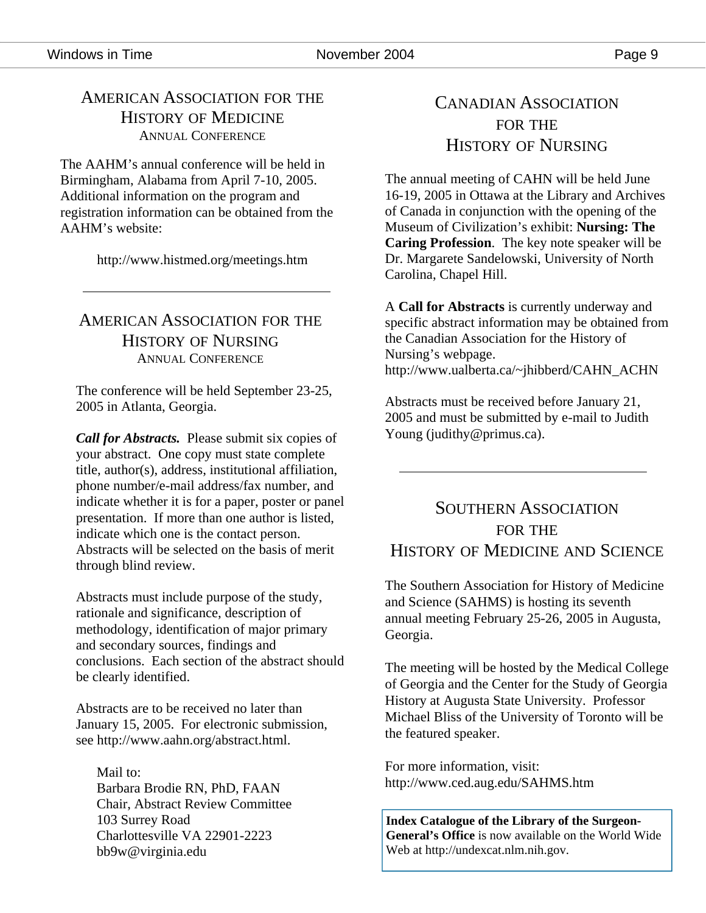## American Association for the History of Medicine

### Annual Conference

The AAHM's annual conference will be held in Birmingham, Alabama from April 7-10, 2005. Additional information on the program and registration information can be obtained from the AAHM's website:

http://www.histmed.org/meetings.htm

---

## American Association for the History of Nursing

### Annual Conference

The conference will be held September 23-25, 2005 in Atlanta, Georgia.

***Call for Abstracts.*** Please submit six copies of your abstract. One copy must state complete title, author(s), address, institutional affiliation, phone number/e-mail address/fax number, and indicate whether it is for a paper, poster or panel presentation. If more than one author is listed, indicate which one is the contact person. Abstracts will be selected on the basis of merit through blind review.

Abstracts must include purpose of the study, rationale and significance, description of methodology, identification of major primary and secondary sources, findings and conclusions. Each section of the abstract should be clearly identified.

Abstracts are to be received no later than January 15, 2005. For electronic submission, see http://www.aahn.org/abstract.html.

Mail to:
Barbara Brodie RN, PhD, FAAN
Chair, Abstract Review Committee
103 Surrey Road
Charlottesville VA 22901-2223
bb9w@virginia.edu

## Canadian Association for the History of Nursing

The annual meeting of CAHN will be held June 16-19, 2005 in Ottawa at the Library and Archives of Canada in conjunction with the opening of the Museum of Civilization's exhibit: **Nursing: The Caring Profession**. The key note speaker will be Dr. Margarete Sandelowski, University of North Carolina, Chapel Hill.

A **Call for Abstracts** is currently underway and specific abstract information may be obtained from the Canadian Association for the History of Nursing's webpage.
http://www.ualberta.ca/~jhibberd/CAHN_ACHN

Abstracts must be received before January 21, 2005 and must be submitted by e-mail to Judith Young (judithy@primus.ca).

---

## Southern Association for the History of Medicine and Science

The Southern Association for History of Medicine and Science (SAHMS) is hosting its seventh annual meeting February 25-26, 2005 in Augusta, Georgia.

The meeting will be hosted by the Medical College of Georgia and the Center for the Study of Georgia History at Augusta State University. Professor Michael Bliss of the University of Toronto will be the featured speaker.

For more information, visit:
http://www.ced.aug.edu/SAHMS.htm

**Index Catalogue of the Library of the Surgeon-General's Office** is now available on the World Wide Web at http://undexcat.nlm.nih.gov.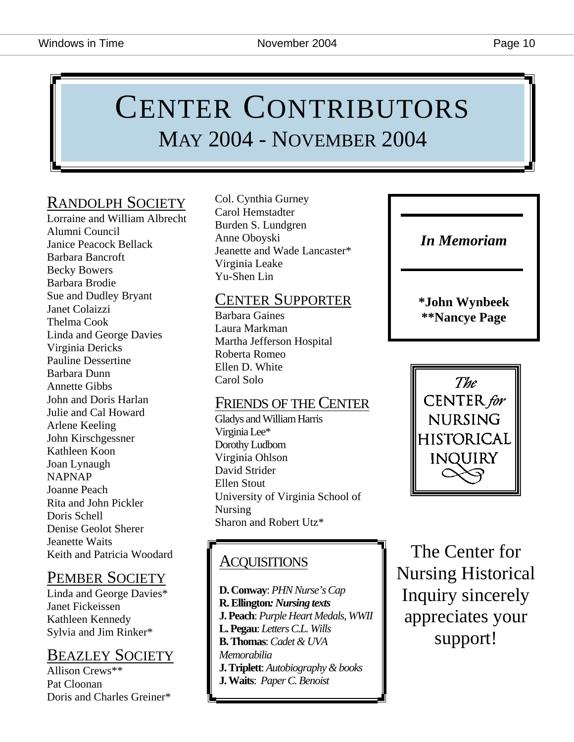# CENTER CONTRIBUTORS
## MAY 2004 - NOVEMBER 2004

### RANDOLPH SOCIETY

Lorraine and William Albrecht
Alumni Council
Janice Peacock Bellack
Barbara Bancroft
Becky Bowers
Barbara Brodie
Sue and Dudley Bryant
Janet Colaizzi
Thelma Cook
Linda and George Davies
Virginia Dericks
Pauline Dessertine
Barbara Dunn
Annette Gibbs
John and Doris Harlan
Julie and Cal Howard
Arlene Keeling
John Kirschgessner
Kathleen Koon
Joan Lynaugh
NAPNAP
Joanne Peach
Rita and John Pickler
Doris Schell
Denise Geolot Sherer
Jeanette Waits
Keith and Patricia Woodard

### PEMBER SOCIETY

Linda and George Davies*
Janet Fickeissen
Kathleen Kennedy
Sylvia and Jim Rinker*

### BEAZLEY SOCIETY

Allison Crews**
Pat Cloonan
Doris and Charles Greiner*
Col. Cynthia Gurney
Carol Hemstadter
Burden S. Lundgren
Anne Oboyski
Jeanette and Wade Lancaster*
Virginia Leake
Yu-Shen Lin

### CENTER SUPPORTER

Barbara Gaines
Laura Markman
Martha Jefferson Hospital
Roberta Romeo
Ellen D. White
Carol Solo

### FRIENDS OF THE CENTER

Gladys and William Harris
Virginia Lee*
Dorothy Ludbom
Virginia Ohlson
David Strider
Ellen Stout
University of Virginia School of Nursing
Sharon and Robert Utz*

### ACQUISITIONS

**D. Conway**: *PHN Nurse's Cap*
**R. Ellington:** ***Nursing texts***
**J. Peach**: *Purple Heart Medals, WWII*
**L. Pegau**: *Letters C.L. Wills*
**B. Thomas**: *Cadet & UVA Memorabilia*
**J. Triplett**: *Autobiography & books*
**J. Waits**: *Paper C. Benoist*

***In Memoriam***

**\*John Wynbeek**
**\*\*Nancye Page**

The CENTER for NURSING HISTORICAL INQUIRY

The Center for Nursing Historical Inquiry sincerely appreciates your support!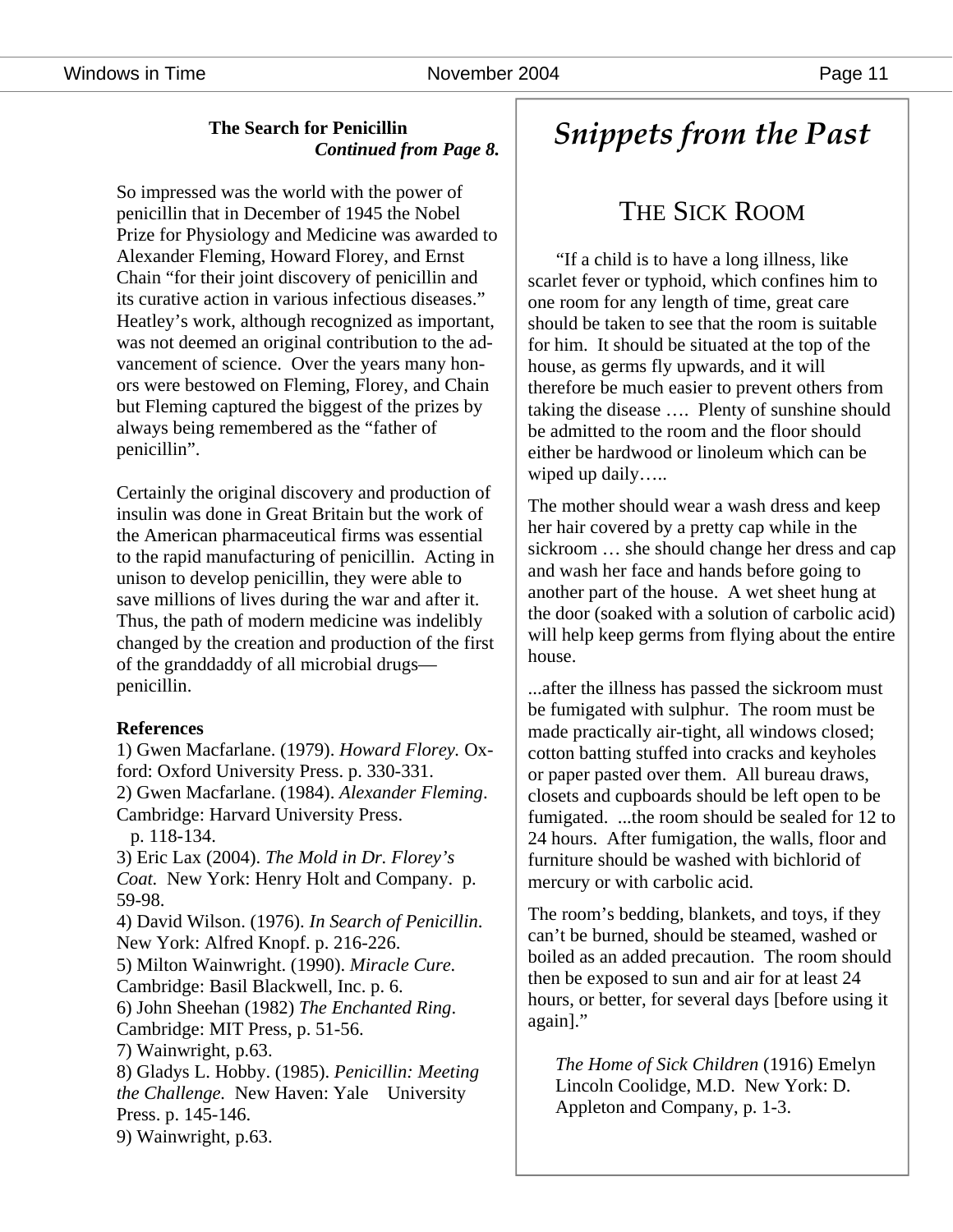### The Search for Penicillin

***Continued from Page 8.***

So impressed was the world with the power of penicillin that in December of 1945 the Nobel Prize for Physiology and Medicine was awarded to Alexander Fleming, Howard Florey, and Ernst Chain "for their joint discovery of penicillin and its curative action in various infectious diseases." Heatley's work, although recognized as important, was not deemed an original contribution to the advancement of science. Over the years many honors were bestowed on Fleming, Florey, and Chain but Fleming captured the biggest of the prizes by always being remembered as the "father of penicillin".

Certainly the original discovery and production of insulin was done in Great Britain but the work of the American pharmaceutical firms was essential to the rapid manufacturing of penicillin. Acting in unison to develop penicillin, they were able to save millions of lives during the war and after it. Thus, the path of modern medicine was indelibly changed by the creation and production of the first of the granddaddy of all microbial drugs—penicillin.

**References**

1) Gwen Macfarlane. (1979). *Howard Florey.* Oxford: Oxford University Press. p. 330-331.
2) Gwen Macfarlane. (1984). *Alexander Fleming*. Cambridge: Harvard University Press. p. 118-134.
3) Eric Lax (2004). *The Mold in Dr. Florey's Coat.* New York: Henry Holt and Company. p. 59-98.
4) David Wilson. (1976). *In Search of Penicillin*. New York: Alfred Knopf. p. 216-226.
5) Milton Wainwright. (1990). *Miracle Cure.* Cambridge: Basil Blackwell, Inc. p. 6.
6) John Sheehan (1982) *The Enchanted Ring*. Cambridge: MIT Press, p. 51-56.
7) Wainwright, p.63.
8) Gladys L. Hobby. (1985). *Penicillin: Meeting the Challenge.* New Haven: Yale University Press. p. 145-146.
9) Wainwright, p.63.

# *Snippets from the Past*

## The Sick Room

"If a child is to have a long illness, like scarlet fever or typhoid, which confines him to one room for any length of time, great care should be taken to see that the room is suitable for him. It should be situated at the top of the house, as germs fly upwards, and it will therefore be much easier to prevent others from taking the disease …. Plenty of sunshine should be admitted to the room and the floor should either be hardwood or linoleum which can be wiped up daily…..

The mother should wear a wash dress and keep her hair covered by a pretty cap while in the sickroom … she should change her dress and cap and wash her face and hands before going to another part of the house. A wet sheet hung at the door (soaked with a solution of carbolic acid) will help keep germs from flying about the entire house.

...after the illness has passed the sickroom must be fumigated with sulphur. The room must be made practically air-tight, all windows closed; cotton batting stuffed into cracks and keyholes or paper pasted over them. All bureau draws, closets and cupboards should be left open to be fumigated. ...the room should be sealed for 12 to 24 hours. After fumigation, the walls, floor and furniture should be washed with bichlorid of mercury or with carbolic acid.

The room's bedding, blankets, and toys, if they can't be burned, should be steamed, washed or boiled as an added precaution. The room should then be exposed to sun and air for at least 24 hours, or better, for several days [before using it again]."

*The Home of Sick Children* (1916) Emelyn Lincoln Coolidge, M.D. New York: D. Appleton and Company, p. 1-3.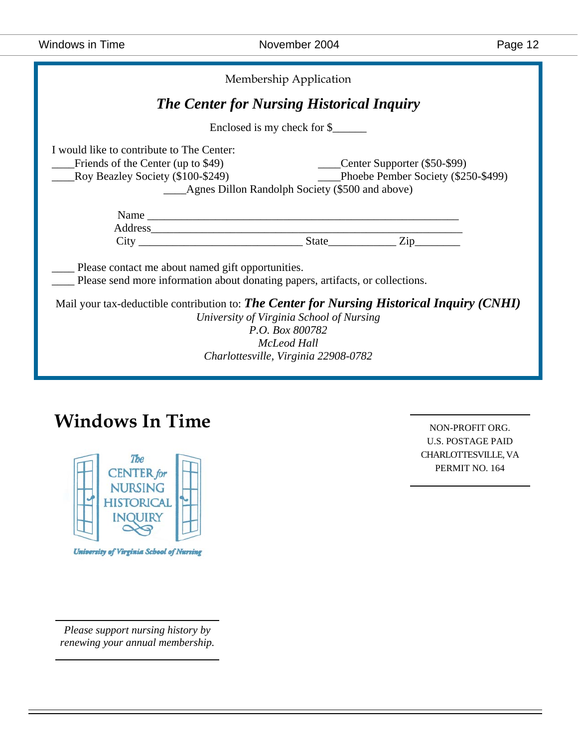Membership Application

## *The Center for Nursing Historical Inquiry*

Enclosed is my check for $______

I would like to contribute to The Center:

____Friends of the Center (up to $49)
____Center Supporter ($50-$99)
____Roy Beazley Society ($100-$249)
____Phoebe Pember Society ($250-$499)
____Agnes Dillon Randolph Society ($500 and above)

Name ________________________________________________________

Address________________________________________________________

City ______________________________ State____________ Zip________

____ Please contact me about named gift opportunities.
____ Please send more information about donating papers, artifacts, or collections.

Mail your tax-deductible contribution to: ***The Center for Nursing Historical Inquiry (CNHI)***

*University of Virginia School of Nursing*
*P.O. Box 800782*
*McLeod Hall*
*Charlottesville, Virginia 22908-0782*

# Windows In Time

The CENTER for NURSING HISTORICAL INQUIRY

University of Virginia School of Nursing

NON-PROFIT ORG.
U.S. POSTAGE PAID
CHARLOTTESVILLE, VA
PERMIT NO. 164

*Please support nursing history by renewing your annual membership.*